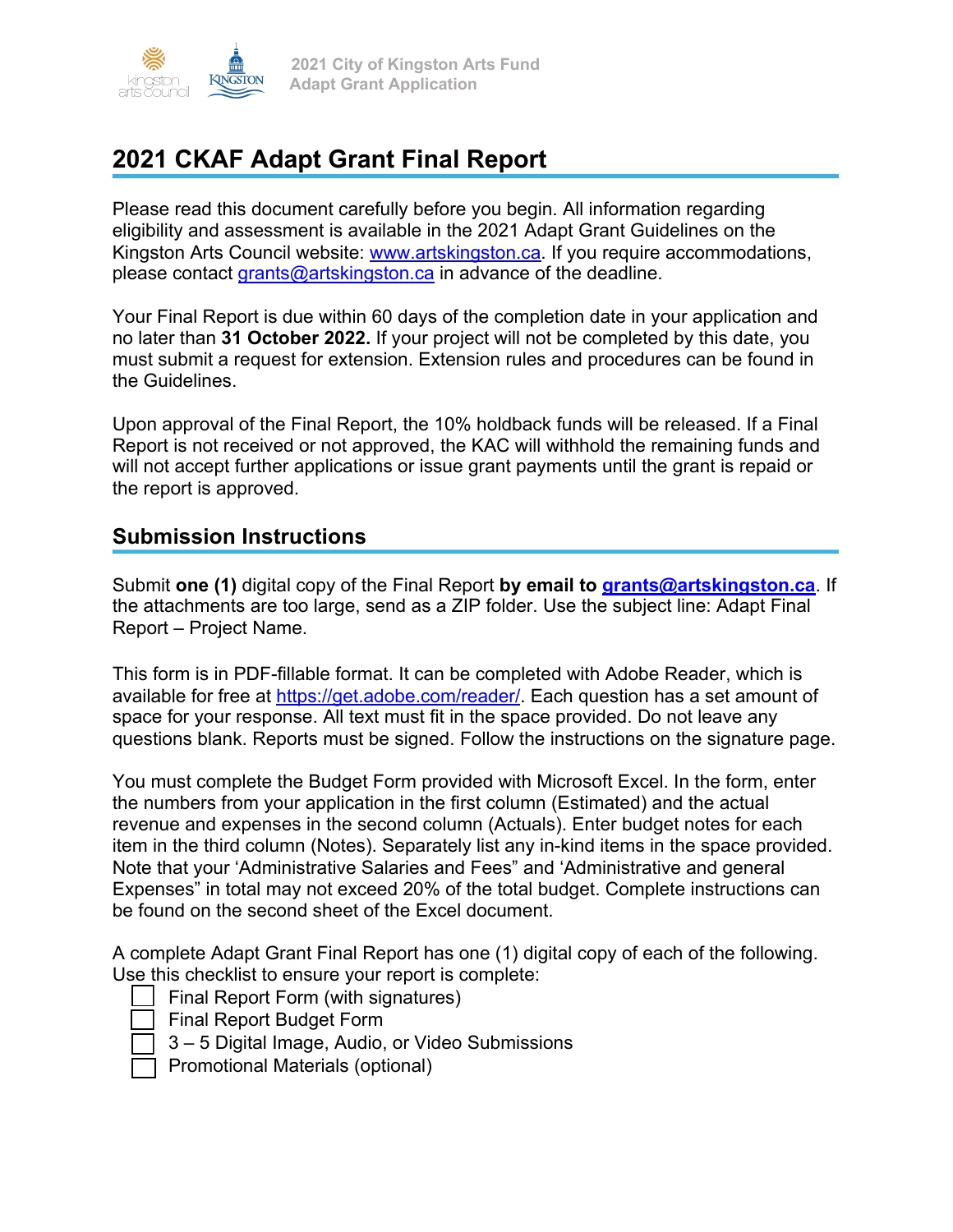# 2021 CKAF Adapt Grant Final Report

Please read this document carefully before you begin. All information regarding eligibility and assessment is available in the 2021 Adapt Grant Guidelines on the Kingston Arts Council website: www.artskingston.ca. If you require accommodations, please contact grants@artskingston.ca in advance of the deadline.

Your Final Report is due within 60 days of the completion date in your application and no later than **31 October 2022.** If your project will not be completed by this date, you must submit a request for extension. Extension rules and procedures can be found in the Guidelines.

Upon approval of the Final Report, the 10% holdback funds will be released. If a Final Report is not received or not approved, the KAC will withhold the remaining funds and will not accept further applications or issue grant payments until the grant is repaid or the report is approved.

## Submission Instructions

Submit **one (1)** digital copy of the Final Report **by email to grants@artskingston.ca**. If the attachments are too large, send as a ZIP folder. Use the subject line: Adapt Final Report – Project Name.

This form is in PDF-fillable format. It can be completed with Adobe Reader, which is available for free at https://get.adobe.com/reader/. Each question has a set amount of space for your response. All text must fit in the space provided. Do not leave any questions blank. Reports must be signed. Follow the instructions on the signature page.

You must complete the Budget Form provided with Microsoft Excel. In the form, enter the numbers from your application in the first column (Estimated) and the actual revenue and expenses in the second column (Actuals). Enter budget notes for each item in the third column (Notes). Separately list any in-kind items in the space provided. Note that your 'Administrative Salaries and Fees" and 'Administrative and general Expenses" in total may not exceed 20% of the total budget. Complete instructions can be found on the second sheet of the Excel document.

A complete Adapt Grant Final Report has one (1) digital copy of each of the following. Use this checklist to ensure your report is complete:

- [ ] Final Report Form (with signatures)
- [ ] Final Report Budget Form
- [ ] 3 – 5 Digital Image, Audio, or Video Submissions
- [ ] Promotional Materials (optional)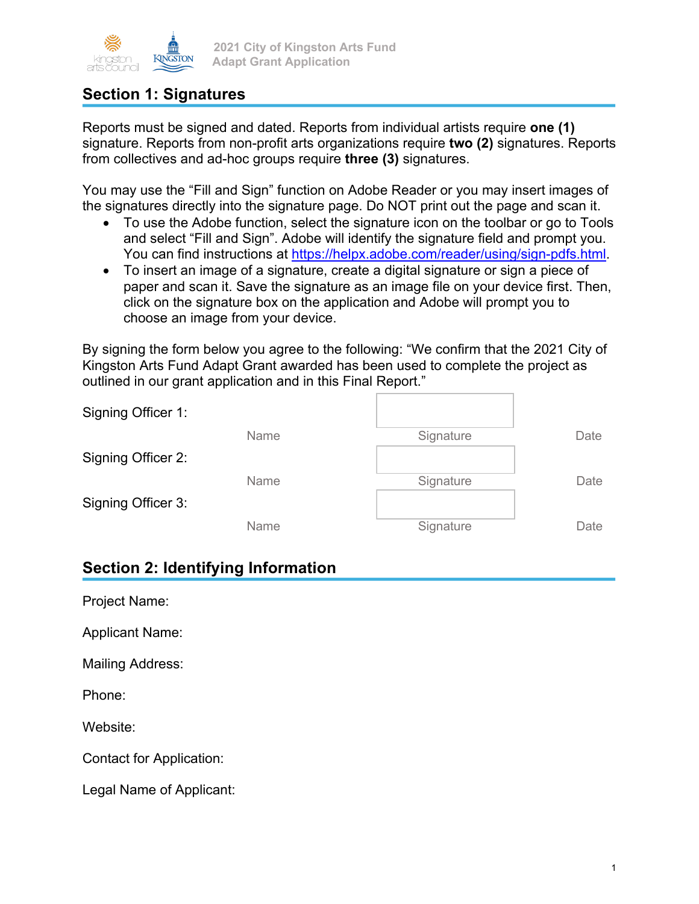## Section 1: Signatures

Reports must be signed and dated. Reports from individual artists require **one (1)** signature. Reports from non-profit arts organizations require **two (2)** signatures. Reports from collectives and ad-hoc groups require **three (3)** signatures.

You may use the "Fill and Sign" function on Adobe Reader or you may insert images of the signatures directly into the signature page. Do NOT print out the page and scan it.

- To use the Adobe function, select the signature icon on the toolbar or go to Tools and select "Fill and Sign". Adobe will identify the signature field and prompt you. You can find instructions at https://helpx.adobe.com/reader/using/sign-pdfs.html.
- To insert an image of a signature, create a digital signature or sign a piece of paper and scan it. Save the signature as an image file on your device first. Then, click on the signature box on the application and Adobe will prompt you to choose an image from your device.

By signing the form below you agree to the following: "We confirm that the 2021 City of Kingston Arts Fund Adapt Grant awarded has been used to complete the project as outlined in our grant application and in this Final Report."

| | Name | Signature | Date |
|---|---|---|---|
| Signing Officer 1: | | | |
| Signing Officer 2: | | | |
| Signing Officer 3: | | | |

## Section 2: Identifying Information

Project Name:

Applicant Name:

Mailing Address:

Phone:

Website:

Contact for Application:

Legal Name of Applicant: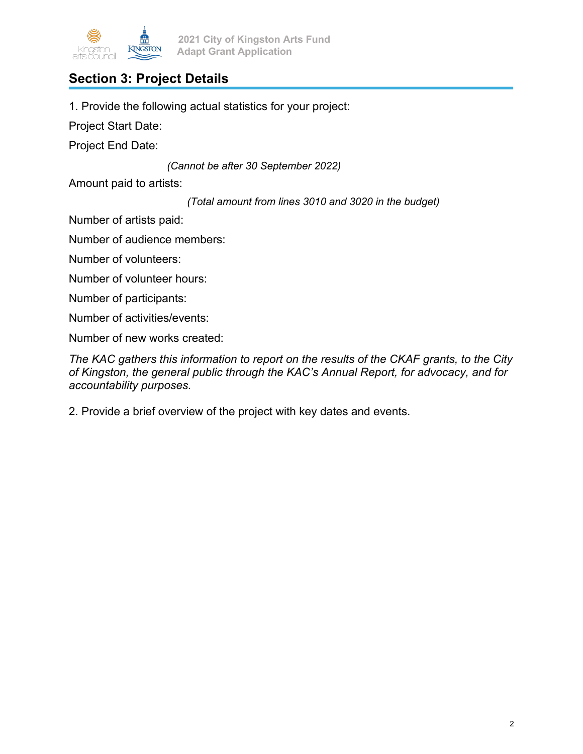## Section 3: Project Details

1. Provide the following actual statistics for your project:

Project Start Date:

Project End Date:

*(Cannot be after 30 September 2022)*

Amount paid to artists:

*(Total amount from lines 3010 and 3020 in the budget)*

Number of artists paid:

Number of audience members:

Number of volunteers:

Number of volunteer hours:

Number of participants:

Number of activities/events:

Number of new works created:

*The KAC gathers this information to report on the results of the CKAF grants, to the City of Kingston, the general public through the KAC's Annual Report, for advocacy, and for accountability purposes.*

2. Provide a brief overview of the project with key dates and events.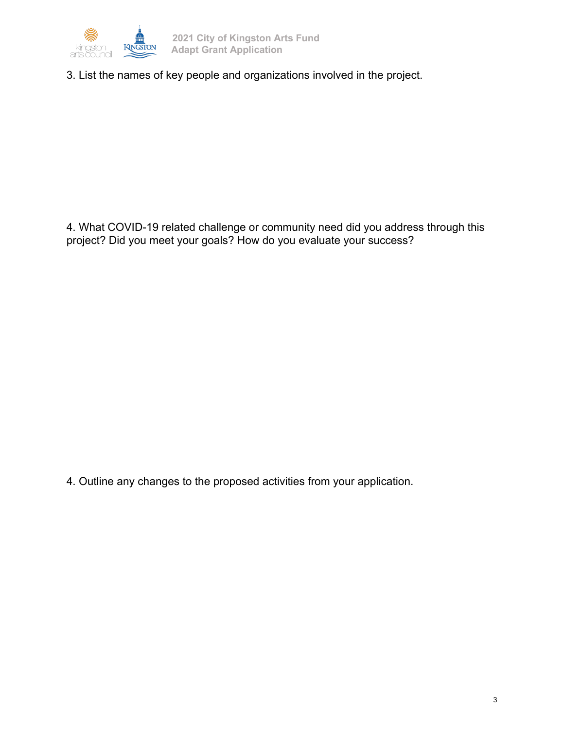3. List the names of key people and organizations involved in the project.

4. What COVID-19 related challenge or community need did you address through this project? Did you meet your goals? How do you evaluate your success?

4. Outline any changes to the proposed activities from your application.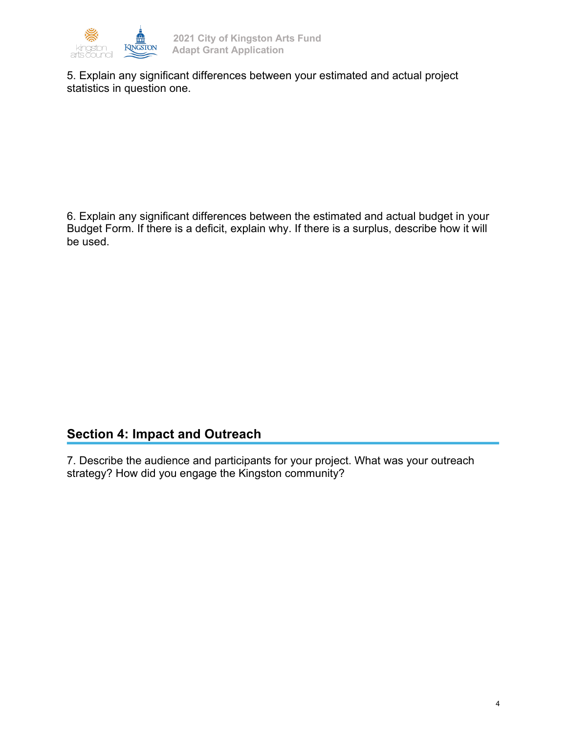5. Explain any significant differences between your estimated and actual project statistics in question one.

6. Explain any significant differences between the estimated and actual budget in your Budget Form. If there is a deficit, explain why. If there is a surplus, describe how it will be used.

## Section 4: Impact and Outreach

7. Describe the audience and participants for your project. What was your outreach strategy? How did you engage the Kingston community?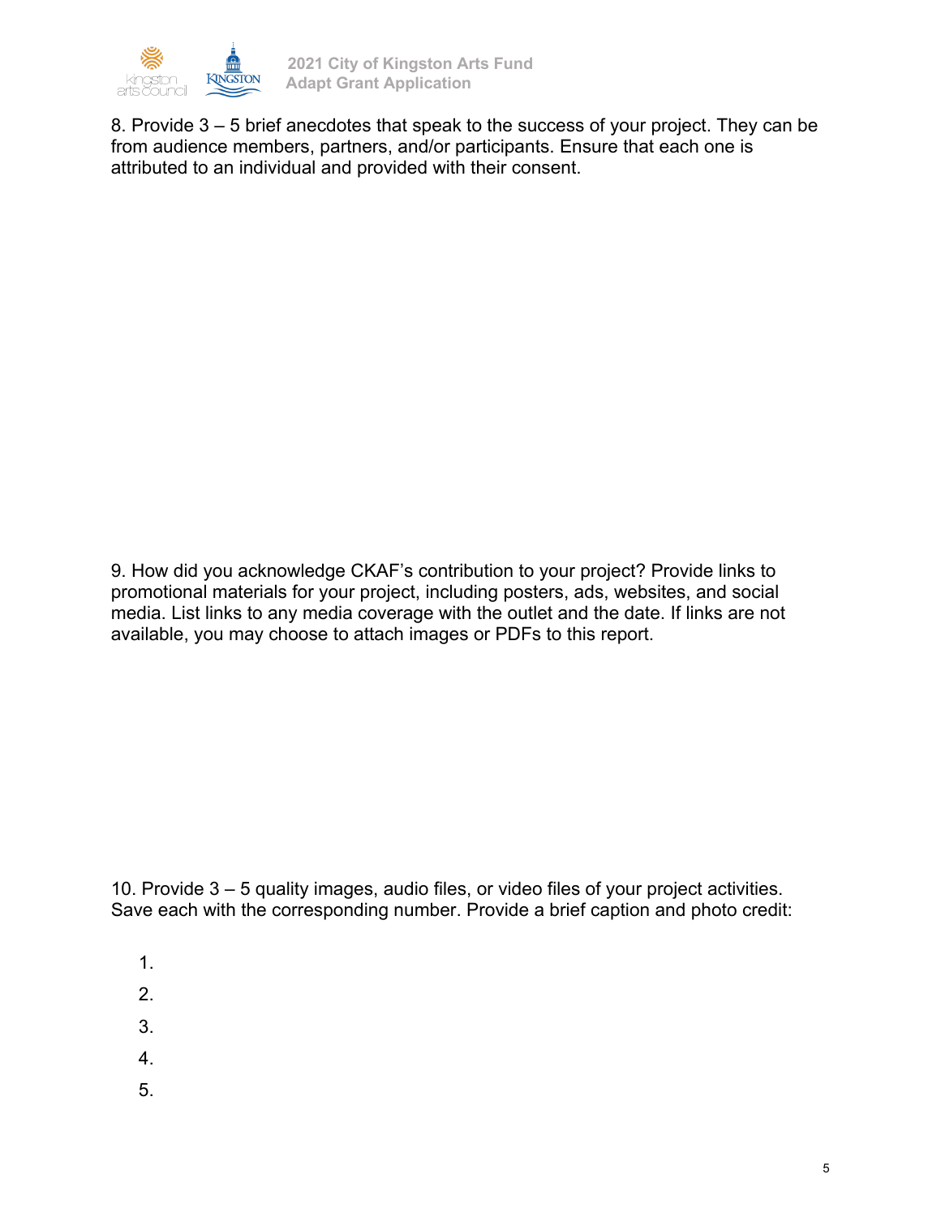8. Provide 3 – 5 brief anecdotes that speak to the success of your project. They can be from audience members, partners, and/or participants. Ensure that each one is attributed to an individual and provided with their consent.

9. How did you acknowledge CKAF's contribution to your project? Provide links to promotional materials for your project, including posters, ads, websites, and social media. List links to any media coverage with the outlet and the date. If links are not available, you may choose to attach images or PDFs to this report.

10. Provide 3 – 5 quality images, audio files, or video files of your project activities. Save each with the corresponding number. Provide a brief caption and photo credit:

1. 
2. 
3. 
4. 
5.